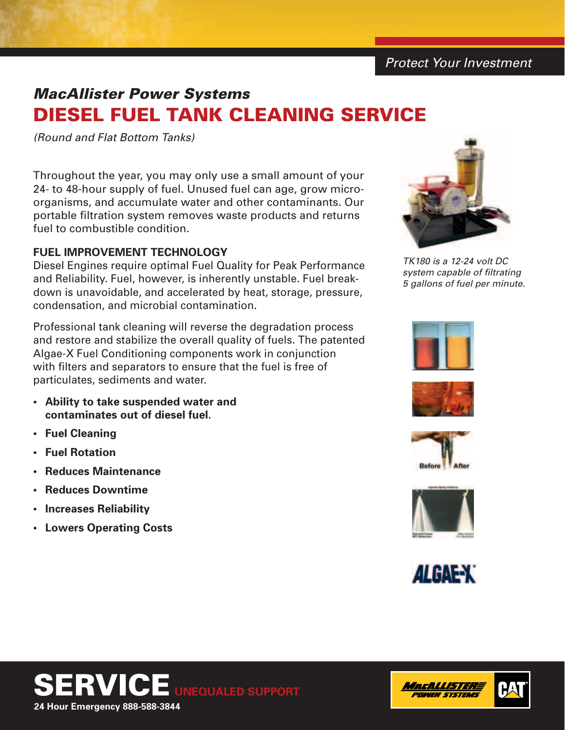Protect Your Investment

## *MacAllister Power Systems*

# DIESEL FUEL TANK CLEANING SERVICE

*(Round and Flat Bottom Tanks)*

Throughout the year, you may only use a small amount of your 24- to 48-hour supply of fuel. Unused fuel can age, grow micro-organisms, and accumulate water and other contaminants. Our portable filtration system removes waste products and returns fuel to combustible condition.

### FUEL IMPROVEMENT TECHNOLOGY

Diesel Engines require optimal Fuel Quality for Peak Performance and Reliability. Fuel, however, is inherently unstable. Fuel breakdown is unavoidable, and accelerated by heat, storage, pressure, condensation, and microbial contamination.

Professional tank cleaning will reverse the degradation process and restore and stabilize the overall quality of fuels. The patented Algae-X Fuel Conditioning components work in conjunction with filters and separators to ensure that the fuel is free of particulates, sediments and water.

- **Ability to take suspended water and contaminates out of diesel fuel.**
- **Fuel Cleaning**
- **Fuel Rotation**
- **Reduces Maintenance**
- **Reduces Downtime**
- **Increases Reliability**
- **Lowers Operating Costs**

*TK180 is a 12-24 volt DC system capable of filtrating 5 gallons of fuel per minute.*

Before After

ALGAE-X

**SERVICE** UNEQUALED SUPPORT

**24 Hour Emergency 888-588-3844**

MacALLISTER POWER SYSTEMS CAT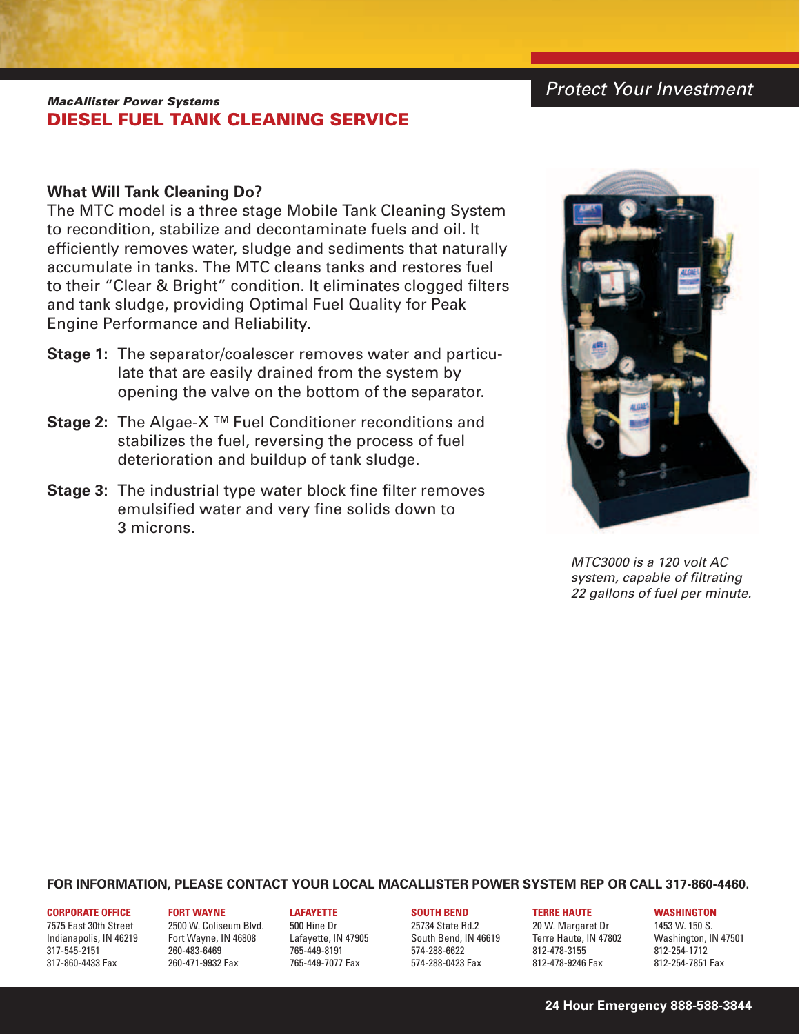*MacAllister Power Systems*

# DIESEL FUEL TANK CLEANING SERVICE

*Protect Your Investment*

### What Will Tank Cleaning Do?

The MTC model is a three stage Mobile Tank Cleaning System to recondition, stabilize and decontaminate fuels and oil. It efficiently removes water, sludge and sediments that naturally accumulate in tanks. The MTC cleans tanks and restores fuel to their “Clear & Bright” condition. It eliminates clogged filters and tank sludge, providing Optimal Fuel Quality for Peak Engine Performance and Reliability.

**Stage 1:** The separator/coalescer removes water and particulate that are easily drained from the system by opening the valve on the bottom of the separator.

**Stage 2:** The Algae-X ™ Fuel Conditioner reconditions and stabilizes the fuel, reversing the process of fuel deterioration and buildup of tank sludge.

**Stage 3:** The industrial type water block fine filter removes emulsified water and very fine solids down to 3 microns.

*MTC3000 is a 120 volt AC system, capable of filtrating 22 gallons of fuel per minute.*

**FOR INFORMATION, PLEASE CONTACT YOUR LOCAL MACALLISTER POWER SYSTEM REP OR CALL 317-860-4460.**

**CORPORATE OFFICE**
7575 East 30th Street
Indianapolis, IN 46219
317-545-2151
317-860-4433 Fax

**FORT WAYNE**
2500 W. Coliseum Blvd.
Fort Wayne, IN 46808
260-483-6469
260-471-9932 Fax

**LAFAYETTE**
500 Hine Dr
Lafayette, IN 47905
765-449-8191
765-449-7077 Fax

**SOUTH BEND**
25734 State Rd.2
South Bend, IN 46619
574-288-6622
574-288-0423 Fax

**TERRE HAUTE**
20 W. Margaret Dr
Terre Haute, IN 47802
812-478-3155
812-478-9246 Fax

**WASHINGTON**
1453 W. 150 S.
Washington, IN 47501
812-254-1712
812-254-7851 Fax

**24 Hour Emergency 888-588-3844**